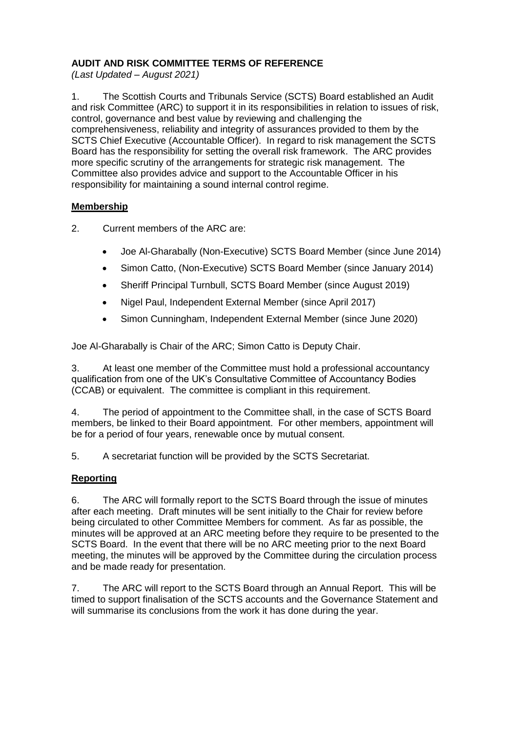**AUDIT AND RISK COMMITTEE TERMS OF REFERENCE**

*(Last Updated – August 2021)*

1. The Scottish Courts and Tribunals Service (SCTS) Board established an Audit and risk Committee (ARC) to support it in its responsibilities in relation to issues of risk, control, governance and best value by reviewing and challenging the comprehensiveness, reliability and integrity of assurances provided to them by the SCTS Chief Executive (Accountable Officer). In regard to risk management the SCTS Board has the responsibility for setting the overall risk framework. The ARC provides more specific scrutiny of the arrangements for strategic risk management. The Committee also provides advice and support to the Accountable Officer in his responsibility for maintaining a sound internal control regime.

**Membership**

2. Current members of the ARC are:

- Joe Al-Gharabally (Non-Executive) SCTS Board Member (since June 2014)
- Simon Catto, (Non-Executive) SCTS Board Member (since January 2014)
- Sheriff Principal Turnbull, SCTS Board Member (since August 2019)
- Nigel Paul, Independent External Member (since April 2017)
- Simon Cunningham, Independent External Member (since June 2020)

Joe Al-Gharabally is Chair of the ARC; Simon Catto is Deputy Chair.

3. At least one member of the Committee must hold a professional accountancy qualification from one of the UK's Consultative Committee of Accountancy Bodies (CCAB) or equivalent. The committee is compliant in this requirement.

4. The period of appointment to the Committee shall, in the case of SCTS Board members, be linked to their Board appointment. For other members, appointment will be for a period of four years, renewable once by mutual consent.

5. A secretariat function will be provided by the SCTS Secretariat.

**Reporting**

6. The ARC will formally report to the SCTS Board through the issue of minutes after each meeting. Draft minutes will be sent initially to the Chair for review before being circulated to other Committee Members for comment. As far as possible, the minutes will be approved at an ARC meeting before they require to be presented to the SCTS Board. In the event that there will be no ARC meeting prior to the next Board meeting, the minutes will be approved by the Committee during the circulation process and be made ready for presentation.

7. The ARC will report to the SCTS Board through an Annual Report. This will be timed to support finalisation of the SCTS accounts and the Governance Statement and will summarise its conclusions from the work it has done during the year.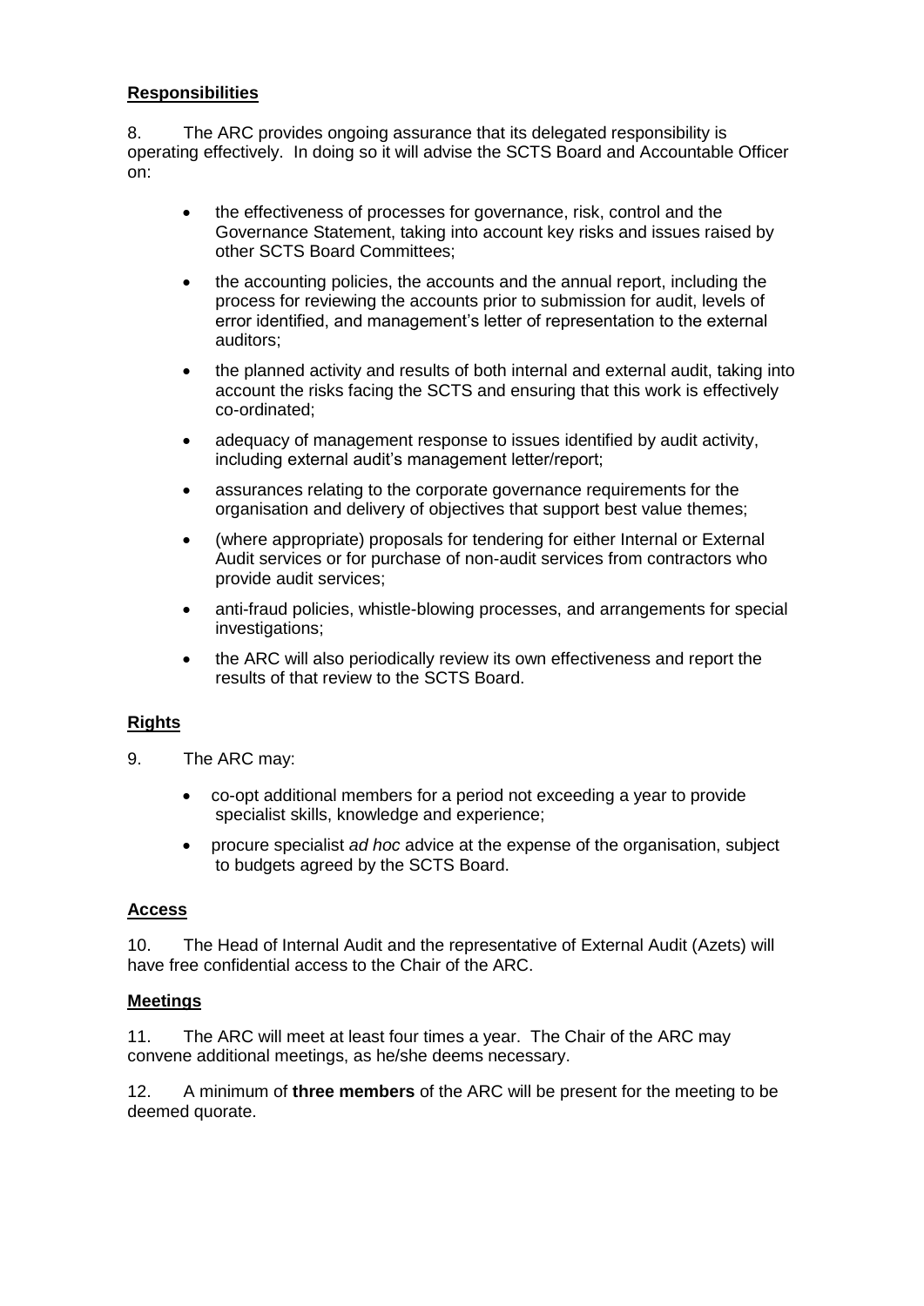## Responsibilities

8. The ARC provides ongoing assurance that its delegated responsibility is operating effectively. In doing so it will advise the SCTS Board and Accountable Officer on:

- the effectiveness of processes for governance, risk, control and the Governance Statement, taking into account key risks and issues raised by other SCTS Board Committees;
- the accounting policies, the accounts and the annual report, including the process for reviewing the accounts prior to submission for audit, levels of error identified, and management's letter of representation to the external auditors;
- the planned activity and results of both internal and external audit, taking into account the risks facing the SCTS and ensuring that this work is effectively co-ordinated;
- adequacy of management response to issues identified by audit activity, including external audit's management letter/report;
- assurances relating to the corporate governance requirements for the organisation and delivery of objectives that support best value themes;
- (where appropriate) proposals for tendering for either Internal or External Audit services or for purchase of non-audit services from contractors who provide audit services;
- anti-fraud policies, whistle-blowing processes, and arrangements for special investigations;
- the ARC will also periodically review its own effectiveness and report the results of that review to the SCTS Board.

## Rights

9. The ARC may:

- co-opt additional members for a period not exceeding a year to provide specialist skills, knowledge and experience;
- procure specialist *ad hoc* advice at the expense of the organisation, subject to budgets agreed by the SCTS Board.

## Access

10. The Head of Internal Audit and the representative of External Audit (Azets) will have free confidential access to the Chair of the ARC.

## Meetings

11. The ARC will meet at least four times a year. The Chair of the ARC may convene additional meetings, as he/she deems necessary.

12. A minimum of **three members** of the ARC will be present for the meeting to be deemed quorate.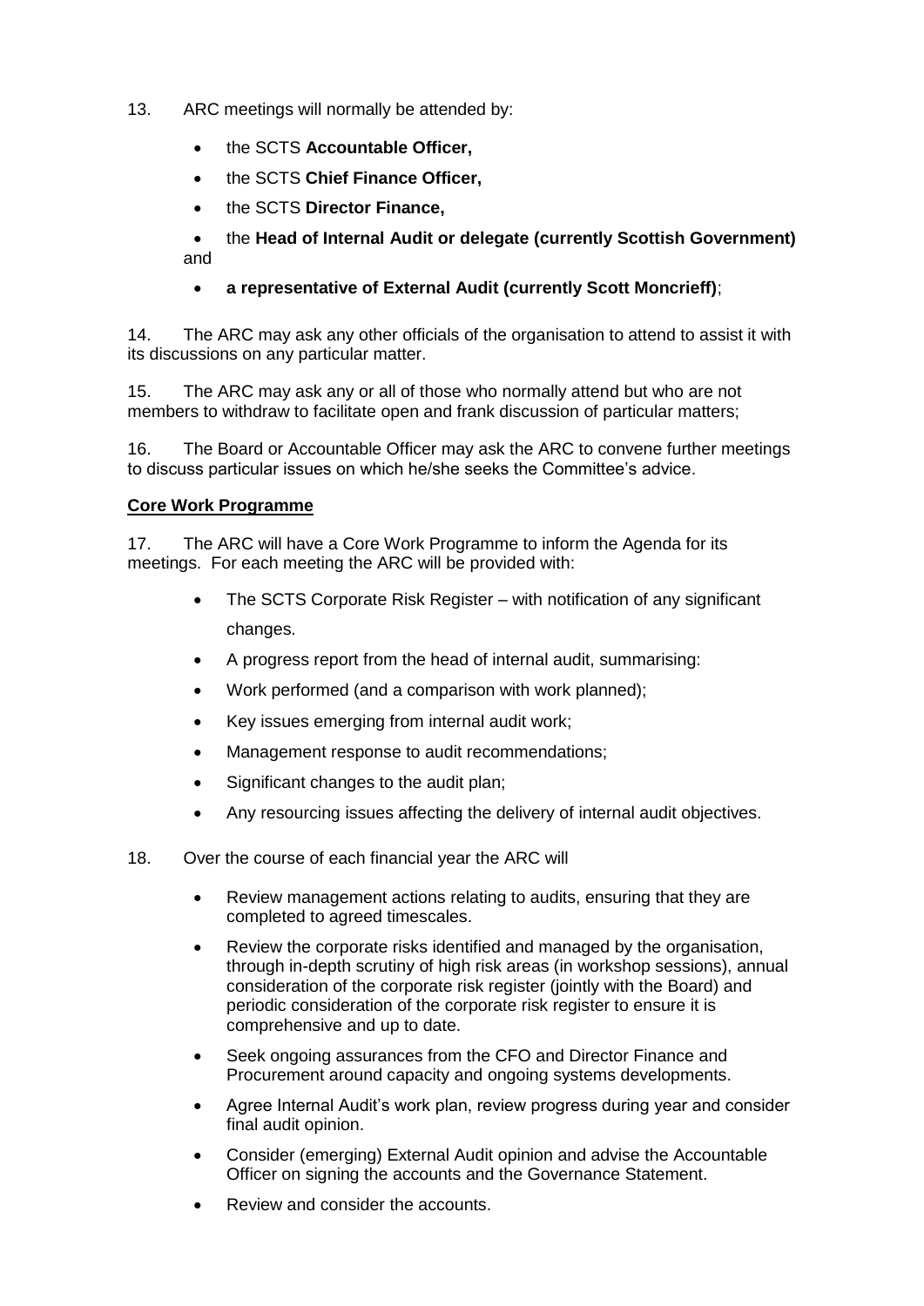13. ARC meetings will normally be attended by:

- the SCTS **Accountable Officer,**
- the SCTS **Chief Finance Officer,**
- the SCTS **Director Finance,**
- the **Head of Internal Audit or delegate (currently Scottish Government)** and
- **a representative of External Audit (currently Scott Moncrieff)**;

14. The ARC may ask any other officials of the organisation to attend to assist it with its discussions on any particular matter.

15. The ARC may ask any or all of those who normally attend but who are not members to withdraw to facilitate open and frank discussion of particular matters;

16. The Board or Accountable Officer may ask the ARC to convene further meetings to discuss particular issues on which he/she seeks the Committee's advice.

**Core Work Programme**

17. The ARC will have a Core Work Programme to inform the Agenda for its meetings. For each meeting the ARC will be provided with:

- The SCTS Corporate Risk Register – with notification of any significant changes.
- A progress report from the head of internal audit, summarising:
- Work performed (and a comparison with work planned);
- Key issues emerging from internal audit work;
- Management response to audit recommendations;
- Significant changes to the audit plan;
- Any resourcing issues affecting the delivery of internal audit objectives.

18. Over the course of each financial year the ARC will

- Review management actions relating to audits, ensuring that they are completed to agreed timescales.
- Review the corporate risks identified and managed by the organisation, through in-depth scrutiny of high risk areas (in workshop sessions), annual consideration of the corporate risk register (jointly with the Board) and periodic consideration of the corporate risk register to ensure it is comprehensive and up to date.
- Seek ongoing assurances from the CFO and Director Finance and Procurement around capacity and ongoing systems developments.
- Agree Internal Audit's work plan, review progress during year and consider final audit opinion.
- Consider (emerging) External Audit opinion and advise the Accountable Officer on signing the accounts and the Governance Statement.
- Review and consider the accounts.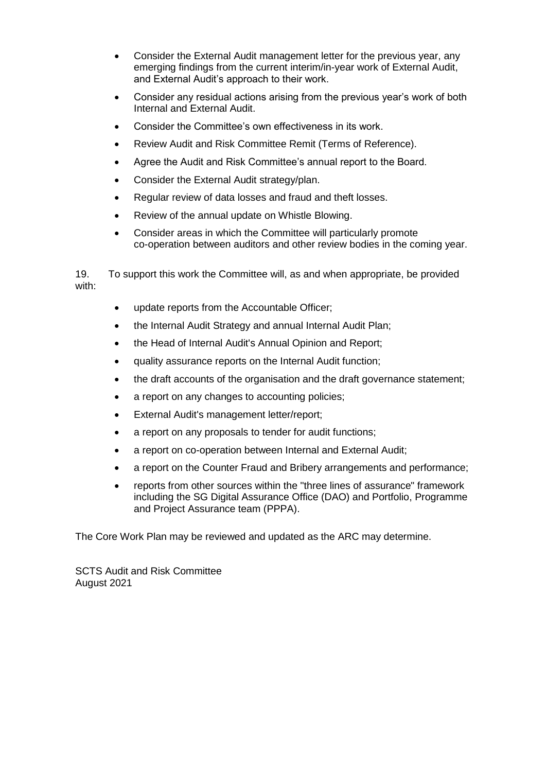- Consider the External Audit management letter for the previous year, any emerging findings from the current interim/in-year work of External Audit, and External Audit's approach to their work.
- Consider any residual actions arising from the previous year's work of both Internal and External Audit.
- Consider the Committee's own effectiveness in its work.
- Review Audit and Risk Committee Remit (Terms of Reference).
- Agree the Audit and Risk Committee's annual report to the Board.
- Consider the External Audit strategy/plan.
- Regular review of data losses and fraud and theft losses.
- Review of the annual update on Whistle Blowing.
- Consider areas in which the Committee will particularly promote co-operation between auditors and other review bodies in the coming year.

19. To support this work the Committee will, as and when appropriate, be provided with:

- update reports from the Accountable Officer;
- the Internal Audit Strategy and annual Internal Audit Plan;
- the Head of Internal Audit's Annual Opinion and Report;
- quality assurance reports on the Internal Audit function;
- the draft accounts of the organisation and the draft governance statement;
- a report on any changes to accounting policies;
- External Audit's management letter/report;
- a report on any proposals to tender for audit functions;
- a report on co-operation between Internal and External Audit;
- a report on the Counter Fraud and Bribery arrangements and performance;
- reports from other sources within the "three lines of assurance" framework including the SG Digital Assurance Office (DAO) and Portfolio, Programme and Project Assurance team (PPPA).

The Core Work Plan may be reviewed and updated as the ARC may determine.

SCTS Audit and Risk Committee
August 2021